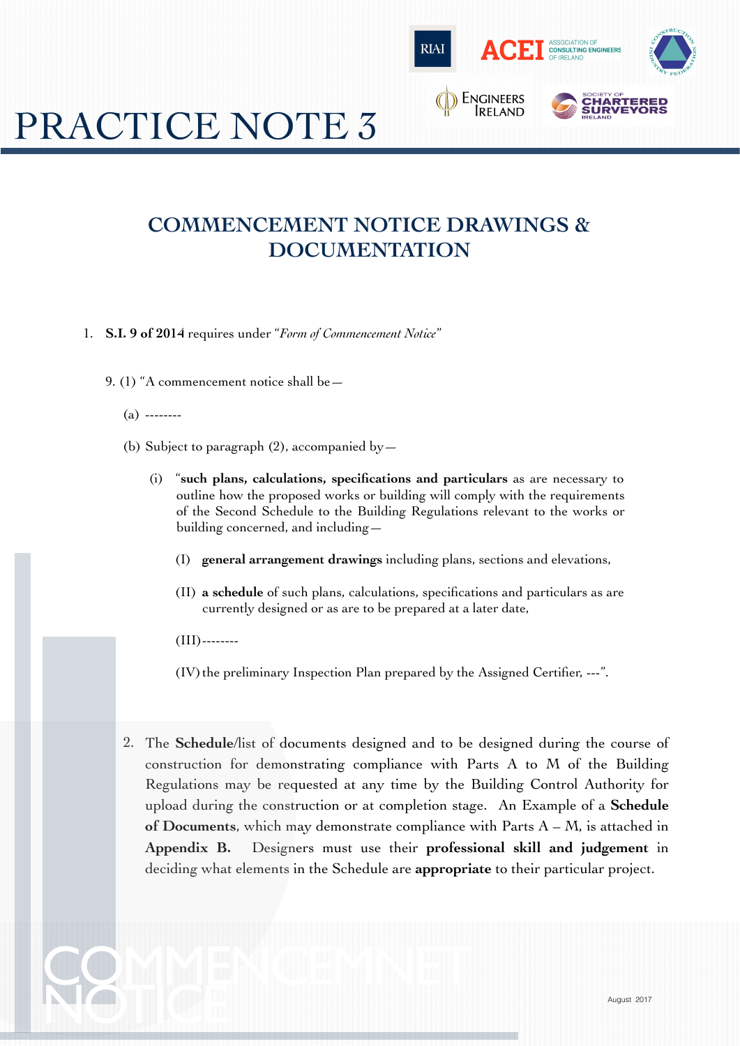// Reviewer note: logos omitted; the "COMMENCEMNET NOTICE" watermark and the "August 2017" date were left out as page decoration.
# PRACTICE NOTE 3

## COMMENCEMENT NOTICE DRAWINGS & DOCUMENTATION

1. **S.I. 9 of 2014** requires under *"Form of Commencement Notice"*

   9. (1) "A commencement notice shall be—

   (a) --------

   (b) Subject to paragraph (2), accompanied by—

   (i) "**such plans, calculations, specifications and particulars** as are necessary to outline how the proposed works or building will comply with the requirements of the Second Schedule to the Building Regulations relevant to the works or building concerned, and including—

   (I) **general arrangement drawings** including plans, sections and elevations,

   (II) **a schedule** of such plans, calculations, specifications and particulars as are currently designed or as are to be prepared at a later date,

   (III)--------

   (IV) the preliminary Inspection Plan prepared by the Assigned Certifier, ---".

2. The **Schedule**/list of documents designed and to be designed during the course of construction for demonstrating compliance with Parts A to M of the Building Regulations may be requested at any time by the Building Control Authority for upload during the construction or at completion stage. An Example of a **Schedule of Documents**, which may demonstrate compliance with Parts A – M, is attached in **Appendix B.** Designers must use their **professional skill and judgement** in deciding what elements in the Schedule are **appropriate** to their particular project.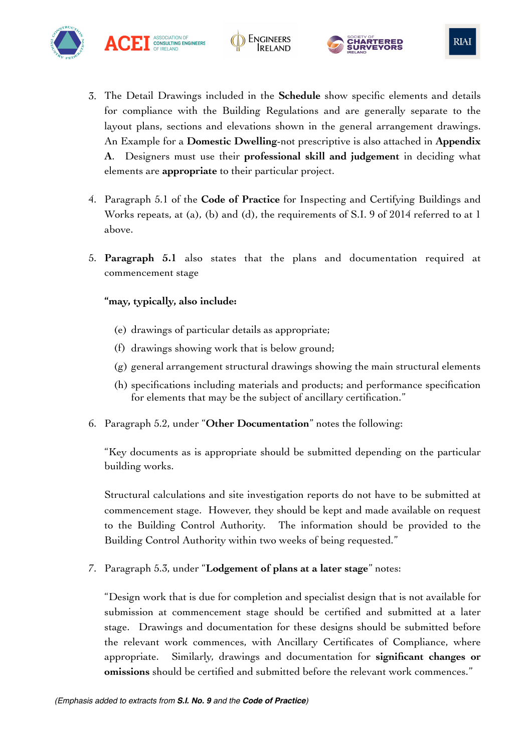3. The Detail Drawings included in the **Schedule** show specific elements and details for compliance with the Building Regulations and are generally separate to the layout plans, sections and elevations shown in the general arrangement drawings. An Example for a **Domestic Dwelling**-not prescriptive is also attached in **Appendix A**. Designers must use their **professional skill and judgement** in deciding what elements are **appropriate** to their particular project.

4. Paragraph 5.1 of the **Code of Practice** for Inspecting and Certifying Buildings and Works repeats, at (a), (b) and (d), the requirements of S.I. 9 of 2014 referred to at 1 above.

5. **Paragraph 5.1** also states that the plans and documentation required at commencement stage

   **"may, typically, also include:**

   (e) drawings of particular details as appropriate;

   (f) drawings showing work that is below ground;

   (g) general arrangement structural drawings showing the main structural elements

   (h) specifications including materials and products; and performance specification for elements that may be the subject of ancillary certification."

6. Paragraph 5.2, under "**Other Documentation**" notes the following:

   "Key documents as is appropriate should be submitted depending on the particular building works.

   Structural calculations and site investigation reports do not have to be submitted at commencement stage. However, they should be kept and made available on request to the Building Control Authority. The information should be provided to the Building Control Authority within two weeks of being requested."

7. Paragraph 5.3, under "**Lodgement of plans at a later stage**" notes:

   "Design work that is due for completion and specialist design that is not available for submission at commencement stage should be certified and submitted at a later stage. Drawings and documentation for these designs should be submitted before the relevant work commences, with Ancillary Certificates of Compliance, where appropriate. Similarly, drawings and documentation for **significant changes or omissions** should be certified and submitted before the relevant work commences."

*(Emphasis added to extracts from **S.I. No. 9** and the **Code of Practice**)*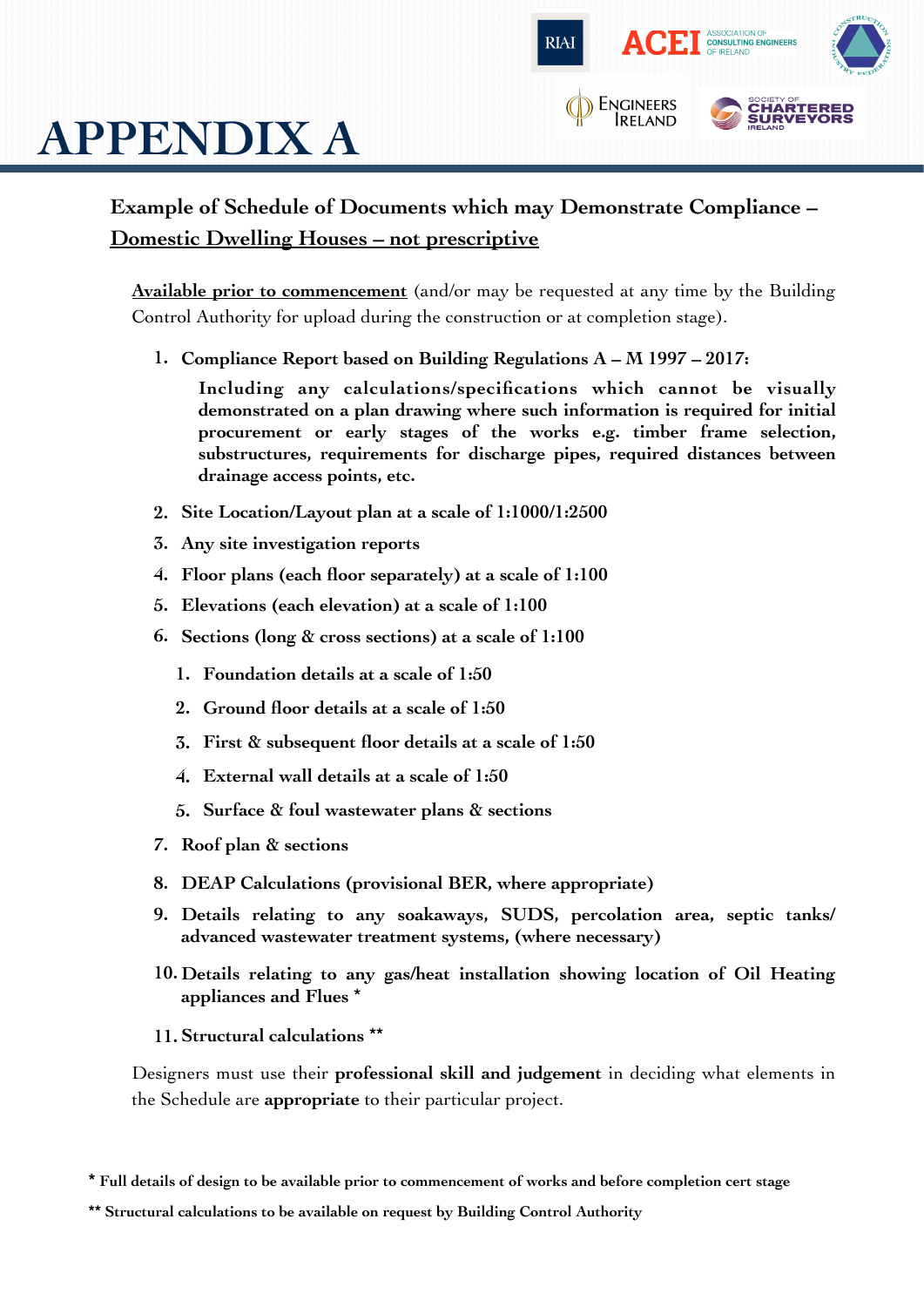# APPENDIX A

## Example of Schedule of Documents which may Demonstrate Compliance – Domestic Dwelling Houses – not prescriptive

**Available prior to commencement** (and/or may be requested at any time by the Building Control Authority for upload during the construction or at completion stage).

1. **Compliance Report based on Building Regulations A – M 1997 – 2017:**

   **Including any calculations/specifications which cannot be visually demonstrated on a plan drawing where such information is required for initial procurement or early stages of the works e.g. timber frame selection, substructures, requirements for discharge pipes, required distances between drainage access points, etc.**

2. **Site Location/Layout plan at a scale of 1:1000/1:2500**
3. **Any site investigation reports**
4. **Floor plans (each floor separately) at a scale of 1:100**
5. **Elevations (each elevation) at a scale of 1:100**
6. **Sections (long & cross sections) at a scale of 1:100**
   1. **Foundation details at a scale of 1:50**
   2. **Ground floor details at a scale of 1:50**
   3. **First & subsequent floor details at a scale of 1:50**
   4. **External wall details at a scale of 1:50**
   5. **Surface & foul wastewater plans & sections**
7. **Roof plan & sections**
8. **DEAP Calculations (provisional BER, where appropriate)**
9. **Details relating to any soakaways, SUDS, percolation area, septic tanks/ advanced wastewater treatment systems, (where necessary)**
10. **Details relating to any gas/heat installation showing location of Oil Heating appliances and Flues \***
11. **Structural calculations \*\***

Designers must use their **professional skill and judgement** in deciding what elements in the Schedule are **appropriate** to their particular project.

**\* Full details of design to be available prior to commencement of works and before completion cert stage**

**\*\* Structural calculations to be available on request by Building Control Authority**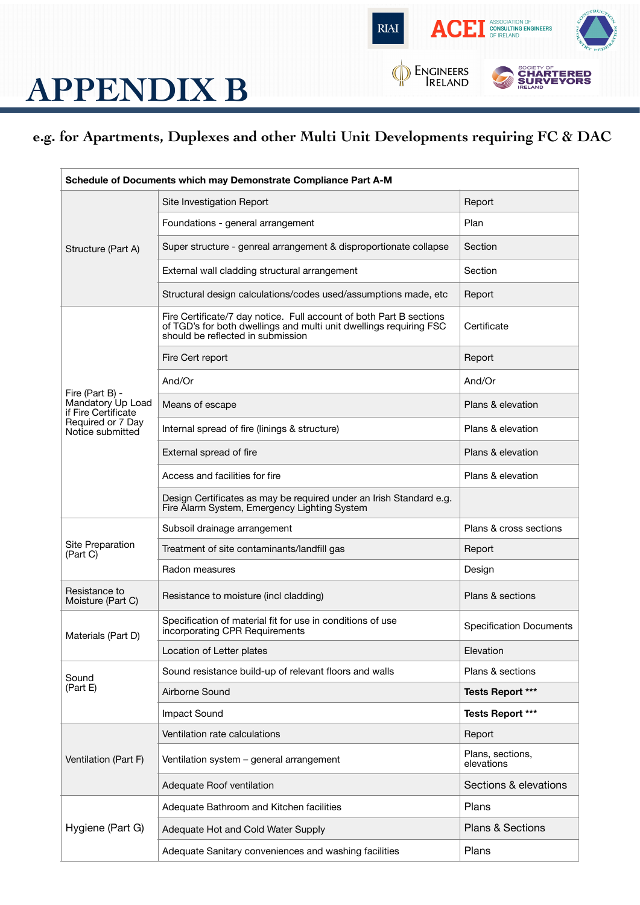# APPENDIX B

## e.g. for Apartments, Duplexes and other Multi Unit Developments requiring FC & DAC

| Schedule of Documents which may Demonstrate Compliance Part A-M | | |
|---|---|---|
| Structure (Part A) | Site Investigation Report | Report |
| | Foundations - general arrangement | Plan |
| | Super structure - genreal arrangement & disproportionate collapse | Section |
| | External wall cladding structural arrangement | Section |
| | Structural design calculations/codes used/assumptions made, etc | Report |
| Fire (Part B) - Mandatory Up Load if Fire Certificate Required or 7 Day Notice submitted | Fire Certificate/7 day notice. Full account of both Part B sections of TGD's for both dwellings and multi unit dwellings requiring FSC should be reflected in submission | Certificate |
| | Fire Cert report | Report |
| | And/Or | And/Or |
| | Means of escape | Plans & elevation |
| | Internal spread of fire (linings & structure) | Plans & elevation |
| | External spread of fire | Plans & elevation |
| | Access and facilities for fire | Plans & elevation |
| | Design Certificates as may be required under an Irish Standard e.g. Fire Alarm System, Emergency Lighting System | |
| Site Preparation (Part C) | Subsoil drainage arrangement | Plans & cross sections |
| | Treatment of site contaminants/landfill gas | Report |
| | Radon measures | Design |
| Resistance to Moisture (Part C) | Resistance to moisture (incl cladding) | Plans & sections |
| Materials (Part D) | Specification of material fit for use in conditions of use incorporating CPR Requirements | Specification Documents |
| | Location of Letter plates | Elevation |
| Sound (Part E) | Sound resistance build-up of relevant floors and walls | Plans & sections |
| | Airborne Sound | **Tests Report \*\*\*** |
| | Impact Sound | **Tests Report \*\*\*** |
| Ventilation (Part F) | Ventilation rate calculations | Report |
| | Ventilation system – general arrangement | Plans, sections, elevations |
| | Adequate Roof ventilation | Sections & elevations |
| Hygiene (Part G) | Adequate Bathroom and Kitchen facilities | Plans |
| | Adequate Hot and Cold Water Supply | Plans & Sections |
| | Adequate Sanitary conveniences and washing facilities | Plans |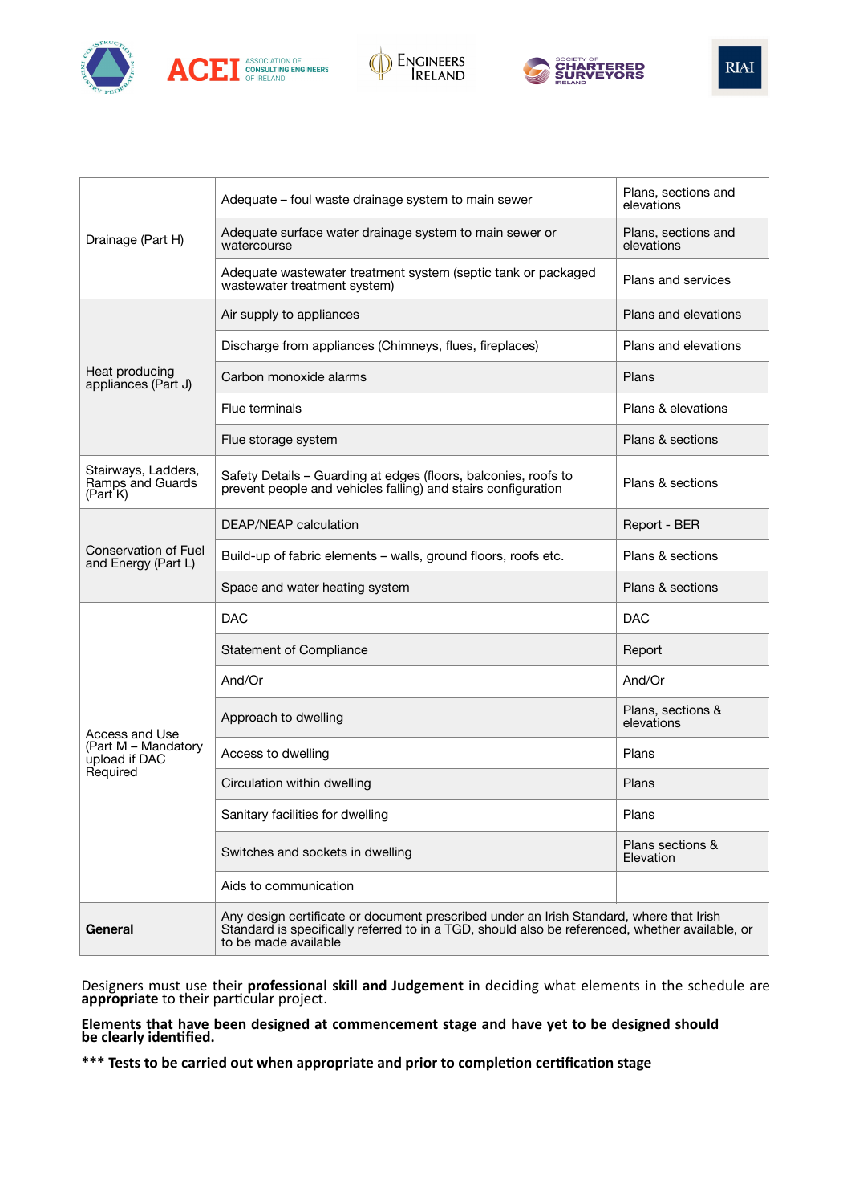| | | |
|---|---|---|
| Drainage (Part H) | Adequate – foul waste drainage system to main sewer | Plans, sections and elevations |
| | Adequate surface water drainage system to main sewer or watercourse | Plans, sections and elevations |
| | Adequate wastewater treatment system (septic tank or packaged wastewater treatment system) | Plans and services |
| Heat producing appliances (Part J) | Air supply to appliances | Plans and elevations |
| | Discharge from appliances (Chimneys, flues, fireplaces) | Plans and elevations |
| | Carbon monoxide alarms | Plans |
| | Flue terminals | Plans & elevations |
| | Flue storage system | Plans & sections |
| Stairways, Ladders, Ramps and Guards (Part K) | Safety Details – Guarding at edges (floors, balconies, roofs to prevent people and vehicles falling) and stairs configuration | Plans & sections |
| Conservation of Fuel and Energy (Part L) | DEAP/NEAP calculation | Report - BER |
| | Build-up of fabric elements – walls, ground floors, roofs etc. | Plans & sections |
| | Space and water heating system | Plans & sections |
| Access and Use (Part M – Mandatory upload if DAC Required | DAC | DAC |
| | Statement of Compliance | Report |
| | And/Or | And/Or |
| | Approach to dwelling | Plans, sections & elevations |
| | Access to dwelling | Plans |
| | Circulation within dwelling | Plans |
| | Sanitary facilities for dwelling | Plans |
| | Switches and sockets in dwelling | Plans sections & Elevation |
| | Aids to communication | |
| **General** | Any design certificate or document prescribed under an Irish Standard, where that Irish Standard is specifically referred to in a TGD, should also be referenced, whether available, or to be made available | |

Designers must use their **professional skill and Judgement** in deciding what elements in the schedule are **appropriate** to their particular project.

**Elements that have been designed at commencement stage and have yet to be designed should be clearly identified.**

**\*\*\* Tests to be carried out when appropriate and prior to completion certification stage**